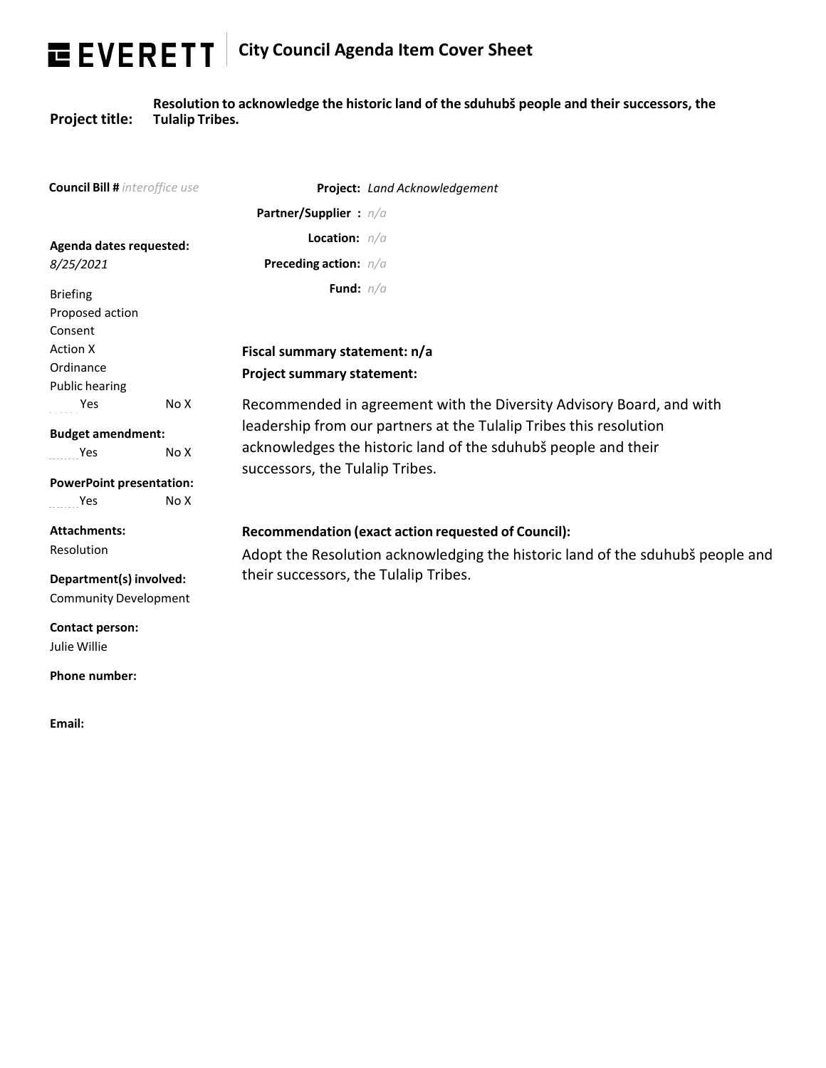# EVERETT | City Council Agenda Item Cover Sheet

**Project title:** **Resolution to acknowledge the historic land of the sduhubš people and their successors, the Tulalip Tribes.**

**Council Bill #** *interoffice use*

**Project:** *Land Acknowledgement*

**Partner/Supplier :** *n/a*

**Location:** *n/a*

**Preceding action:** *n/a*

**Fund:** *n/a*

**Agenda dates requested:**
*8/25/2021*

Briefing
Proposed action
Consent
Action X
Ordinance
Public hearing
Yes No X

**Budget amendment:**
Yes No X

**PowerPoint presentation:**
Yes No X

**Attachments:**
Resolution

**Department(s) involved:**
Community Development

**Contact person:**
Julie Willie

**Phone number:**

**Email:**

**Fiscal summary statement: n/a**

**Project summary statement:**

Recommended in agreement with the Diversity Advisory Board, and with leadership from our partners at the Tulalip Tribes this resolution acknowledges the historic land of the sduhubš people and their successors, the Tulalip Tribes.

**Recommendation (exact action requested of Council):**

Adopt the Resolution acknowledging the historic land of the sduhubš people and their successors, the Tulalip Tribes.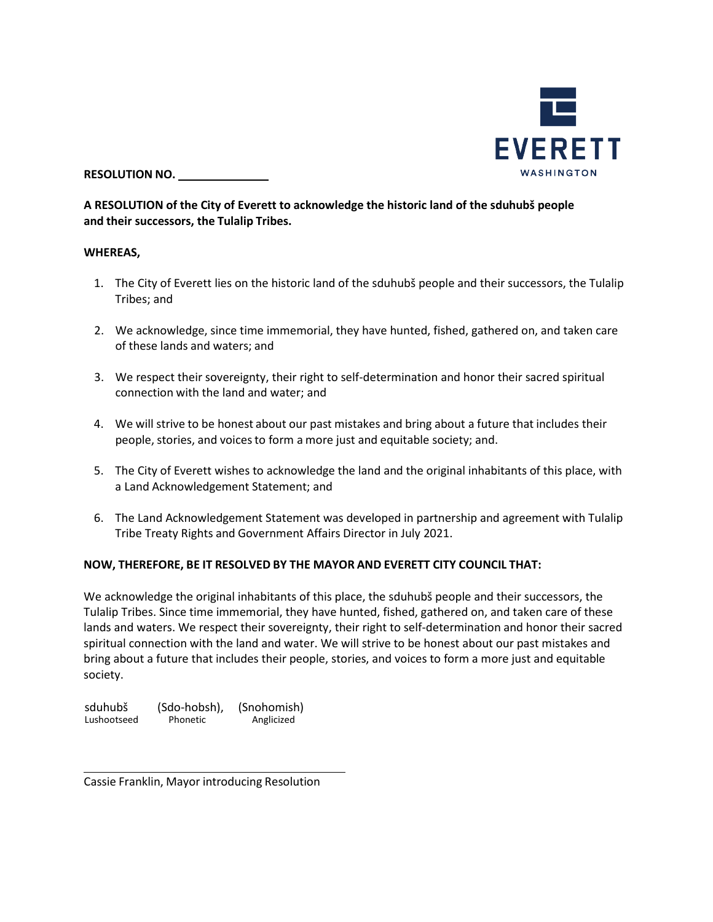EVERETT

WASHINGTON

**RESOLUTION NO. ______________**

**A RESOLUTION of the City of Everett to acknowledge the historic land of the sduhubš people and their successors, the Tulalip Tribes.**

**WHEREAS,**

1. The City of Everett lies on the historic land of the sduhubš people and their successors, the Tulalip Tribes; and
2. We acknowledge, since time immemorial, they have hunted, fished, gathered on, and taken care of these lands and waters; and
3. We respect their sovereignty, their right to self-determination and honor their sacred spiritual connection with the land and water; and
4. We will strive to be honest about our past mistakes and bring about a future that includes their people, stories, and voices to form a more just and equitable society; and.
5. The City of Everett wishes to acknowledge the land and the original inhabitants of this place, with a Land Acknowledgement Statement; and
6. The Land Acknowledgement Statement was developed in partnership and agreement with Tulalip Tribe Treaty Rights and Government Affairs Director in July 2021.

**NOW, THEREFORE, BE IT RESOLVED BY THE MAYOR AND EVERETT CITY COUNCIL THAT:**

We acknowledge the original inhabitants of this place, the sduhubš people and their successors, the Tulalip Tribes. Since time immemorial, they have hunted, fished, gathered on, and taken care of these lands and waters. We respect their sovereignty, their right to self-determination and honor their sacred spiritual connection with the land and water. We will strive to be honest about our past mistakes and bring about a future that includes their people, stories, and voices to form a more just and equitable society.

| sduhubš | (Sdo-hobsh), | (Snohomish) |
|---|---|---|
| Lushootseed | Phonetic | Anglicized |

______________________________________

Cassie Franklin, Mayor introducing Resolution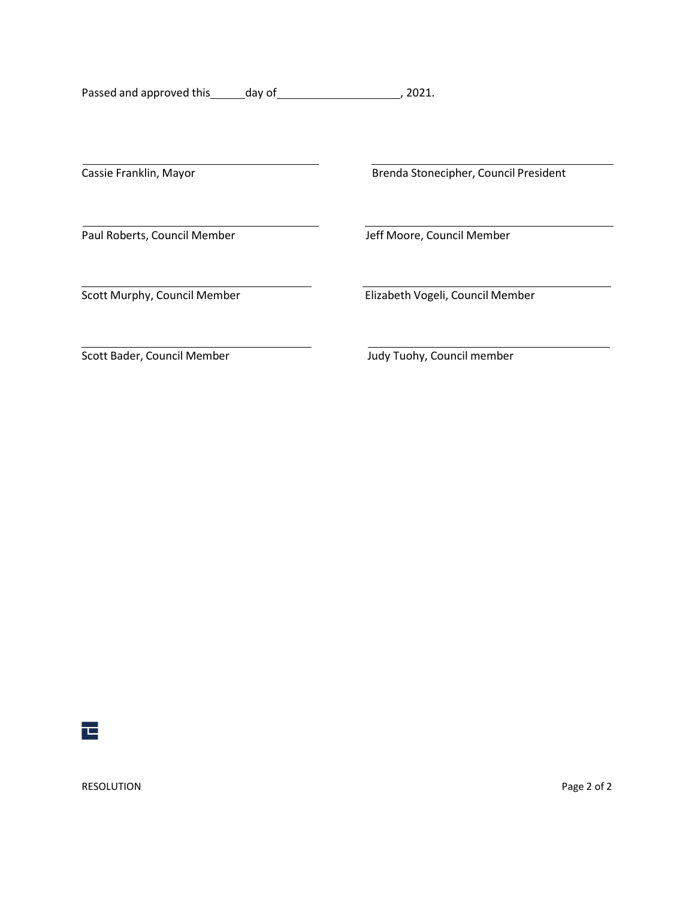Passed and approved this ______ day of ____________________, 2021.

______________________________
Cassie Franklin, Mayor

______________________________
Brenda Stonecipher, Council President

______________________________
Paul Roberts, Council Member

______________________________
Jeff Moore, Council Member

______________________________
Scott Murphy, Council Member

______________________________
Elizabeth Vogeli, Council Member

______________________________
Scott Bader, Council Member

______________________________
Judy Tuohy, Council member